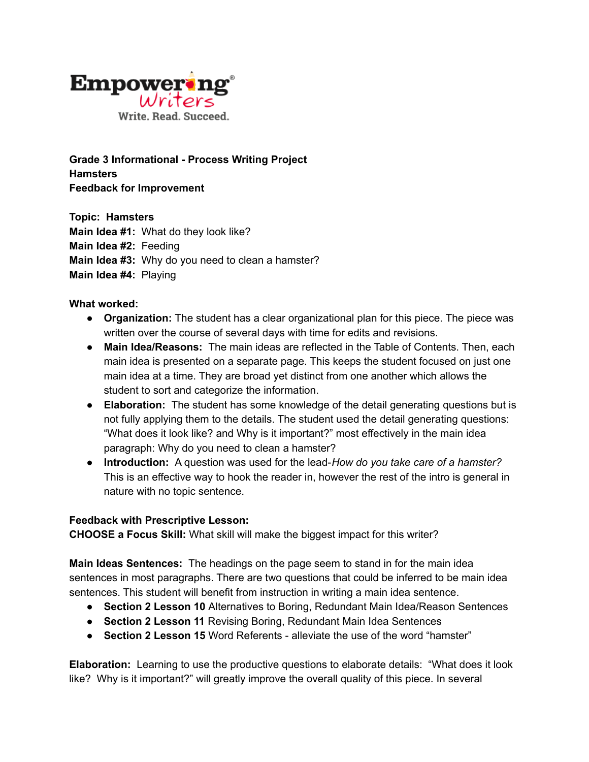Empowering Writers®
Write. Read. Succeed.

**Grade 3 Informational - Process Writing Project**
**Hamsters**
**Feedback for Improvement**

**Topic: Hamsters**
**Main Idea #1:** What do they look like?
**Main Idea #2:** Feeding
**Main Idea #3:** Why do you need to clean a hamster?
**Main Idea #4:** Playing

**What worked:**

- **Organization:** The student has a clear organizational plan for this piece. The piece was written over the course of several days with time for edits and revisions.
- **Main Idea/Reasons:** The main ideas are reflected in the Table of Contents. Then, each main idea is presented on a separate page. This keeps the student focused on just one main idea at a time. They are broad yet distinct from one another which allows the student to sort and categorize the information.
- **Elaboration:** The student has some knowledge of the detail generating questions but is not fully applying them to the details. The student used the detail generating questions: "What does it look like? and Why is it important?" most effectively in the main idea paragraph: Why do you need to clean a hamster?
- **Introduction:** A question was used for the lead-*How do you take care of a hamster?* This is an effective way to hook the reader in, however the rest of the intro is general in nature with no topic sentence.

**Feedback with Prescriptive Lesson:**
**CHOOSE a Focus Skill:** What skill will make the biggest impact for this writer?

**Main Ideas Sentences:** The headings on the page seem to stand in for the main idea sentences in most paragraphs. There are two questions that could be inferred to be main idea sentences. This student will benefit from instruction in writing a main idea sentence.

- **Section 2 Lesson 10** Alternatives to Boring, Redundant Main Idea/Reason Sentences
- **Section 2 Lesson 11** Revising Boring, Redundant Main Idea Sentences
- **Section 2 Lesson 15** Word Referents - alleviate the use of the word "hamster"

**Elaboration:** Learning to use the productive questions to elaborate details: "What does it look like? Why is it important?" will greatly improve the overall quality of this piece. In several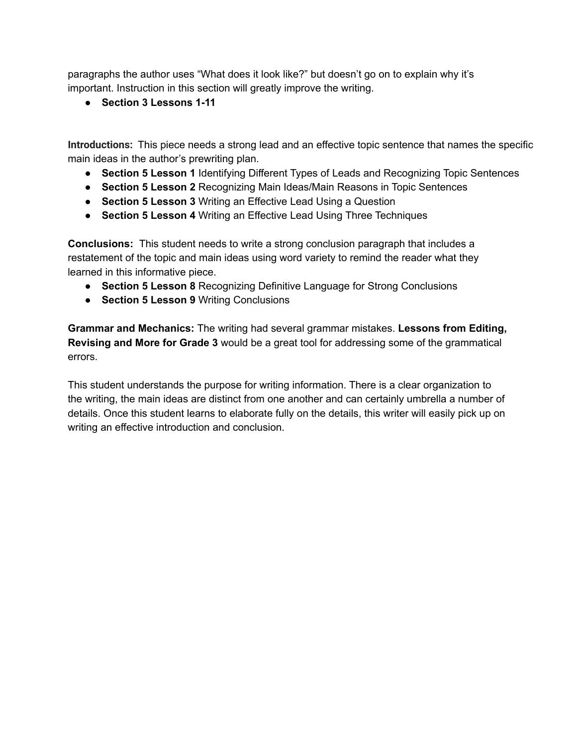paragraphs the author uses "What does it look like?" but doesn't go on to explain why it's important. Instruction in this section will greatly improve the writing.

- **Section 3 Lessons 1-11**

**Introductions:** This piece needs a strong lead and an effective topic sentence that names the specific main ideas in the author's prewriting plan.

- **Section 5 Lesson 1** Identifying Different Types of Leads and Recognizing Topic Sentences
- **Section 5 Lesson 2** Recognizing Main Ideas/Main Reasons in Topic Sentences
- **Section 5 Lesson 3** Writing an Effective Lead Using a Question
- **Section 5 Lesson 4** Writing an Effective Lead Using Three Techniques

**Conclusions:** This student needs to write a strong conclusion paragraph that includes a restatement of the topic and main ideas using word variety to remind the reader what they learned in this informative piece.

- **Section 5 Lesson 8** Recognizing Definitive Language for Strong Conclusions
- **Section 5 Lesson 9** Writing Conclusions

**Grammar and Mechanics:** The writing had several grammar mistakes. **Lessons from Editing, Revising and More for Grade 3** would be a great tool for addressing some of the grammatical errors.

This student understands the purpose for writing information. There is a clear organization to the writing, the main ideas are distinct from one another and can certainly umbrella a number of details. Once this student learns to elaborate fully on the details, this writer will easily pick up on writing an effective introduction and conclusion.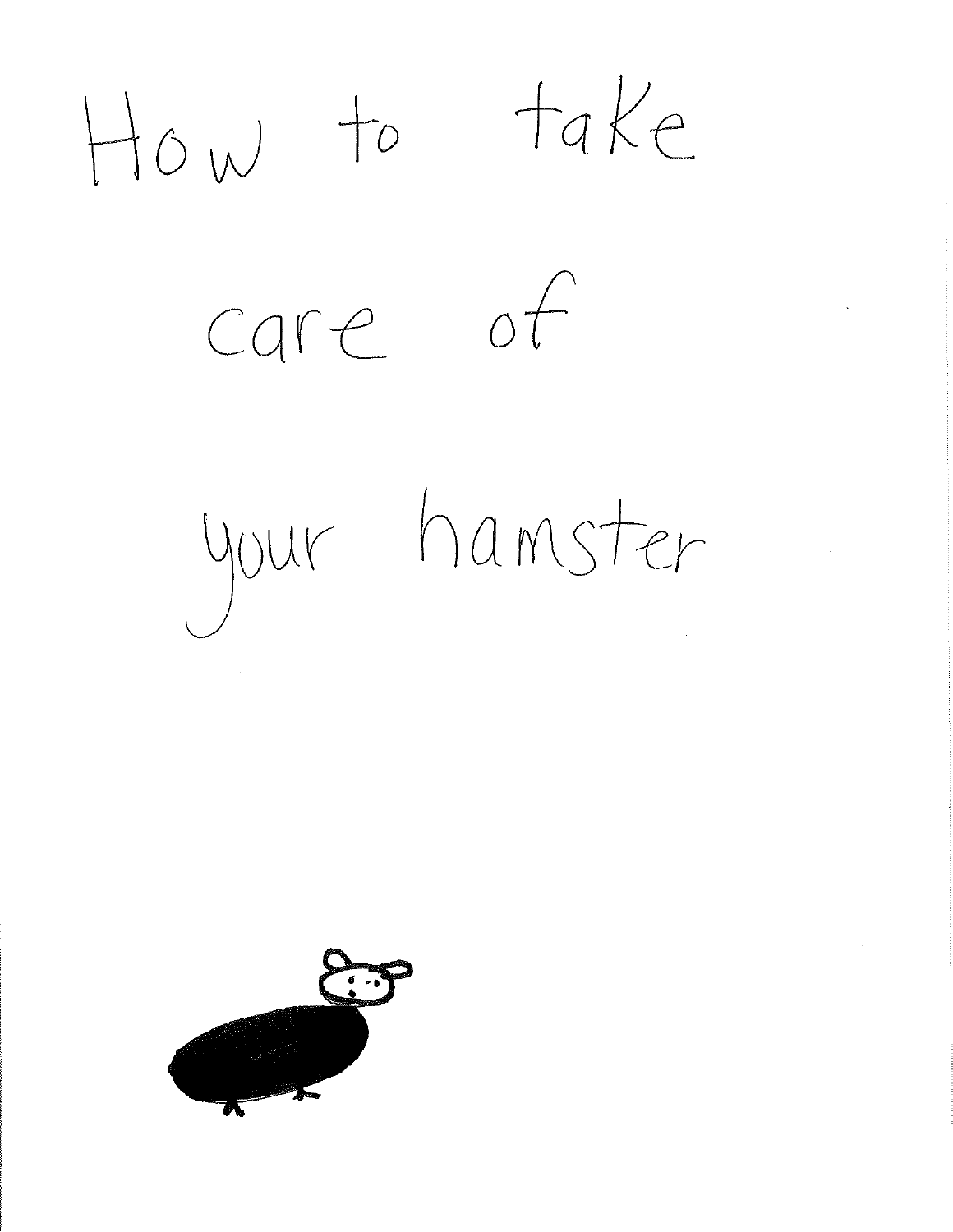# How to take care of your hamster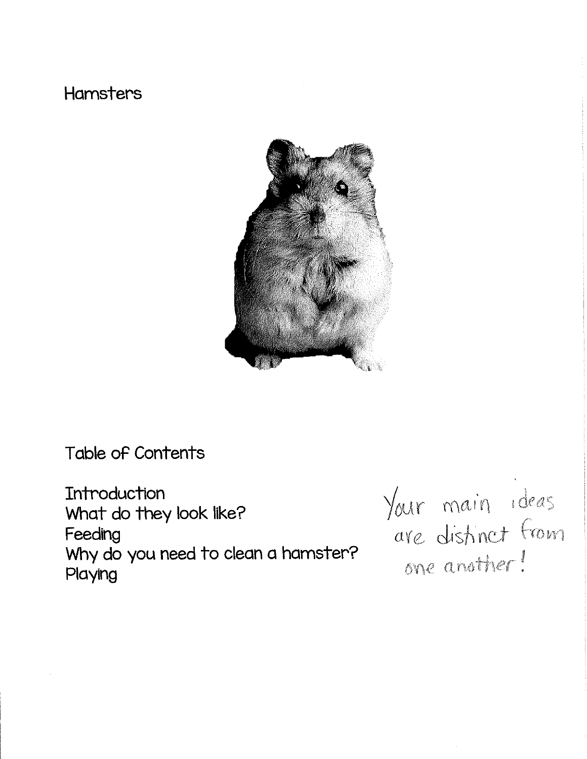# Hamsters

## Table of Contents

Introduction
What do they look like?
Feeding
Why do you need to clean a hamster?
Playing

Your main ideas are distinct from one another!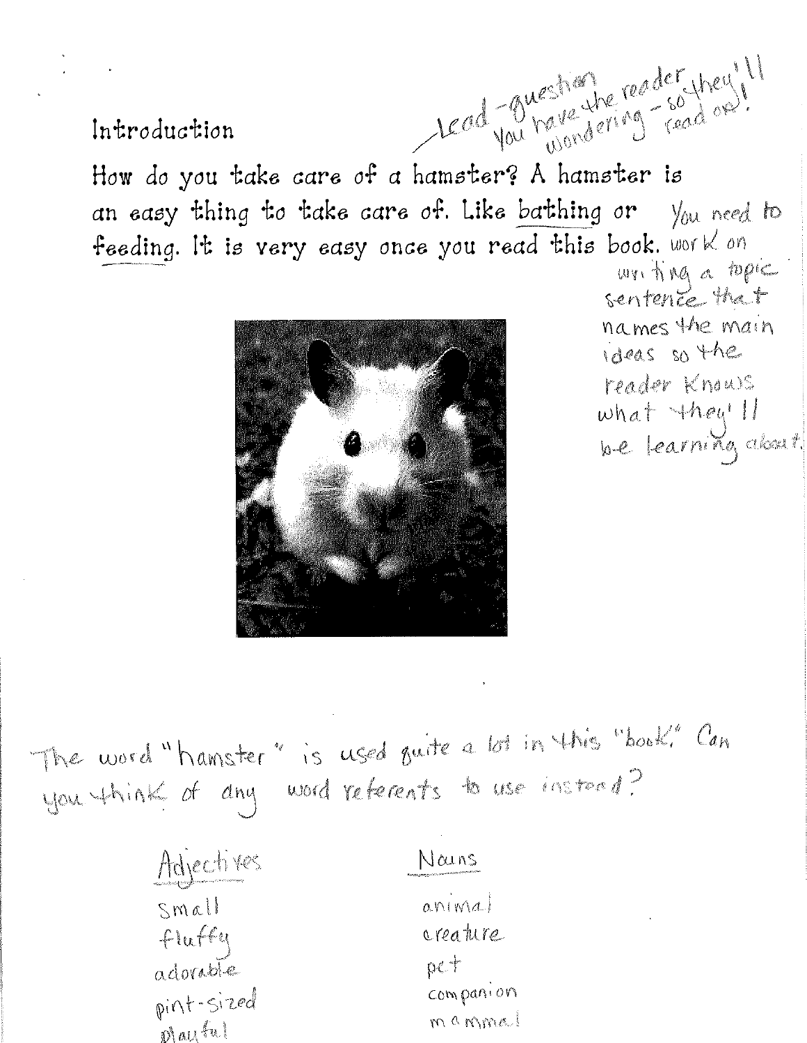## Introduction

*Lead - question You have the reader wondering - so they'll read on!*

How do you take care of a hamster? A hamster is an easy thing to take care of. Like bathing or feeding. It is very easy once you read this book.

*You need to work on writing a topic sentence that names the main ideas so the reader knows what they'll be learning about.*

*The word "hamster" is used quite a lot in this "book." Can you think of any word referents to use instead?*

| Adjectives | Nouns |
| --- | --- |
| small | animal |
| fluffy | creature |
| adorable | pet |
| pint-sized | companion |
| playful | mammal |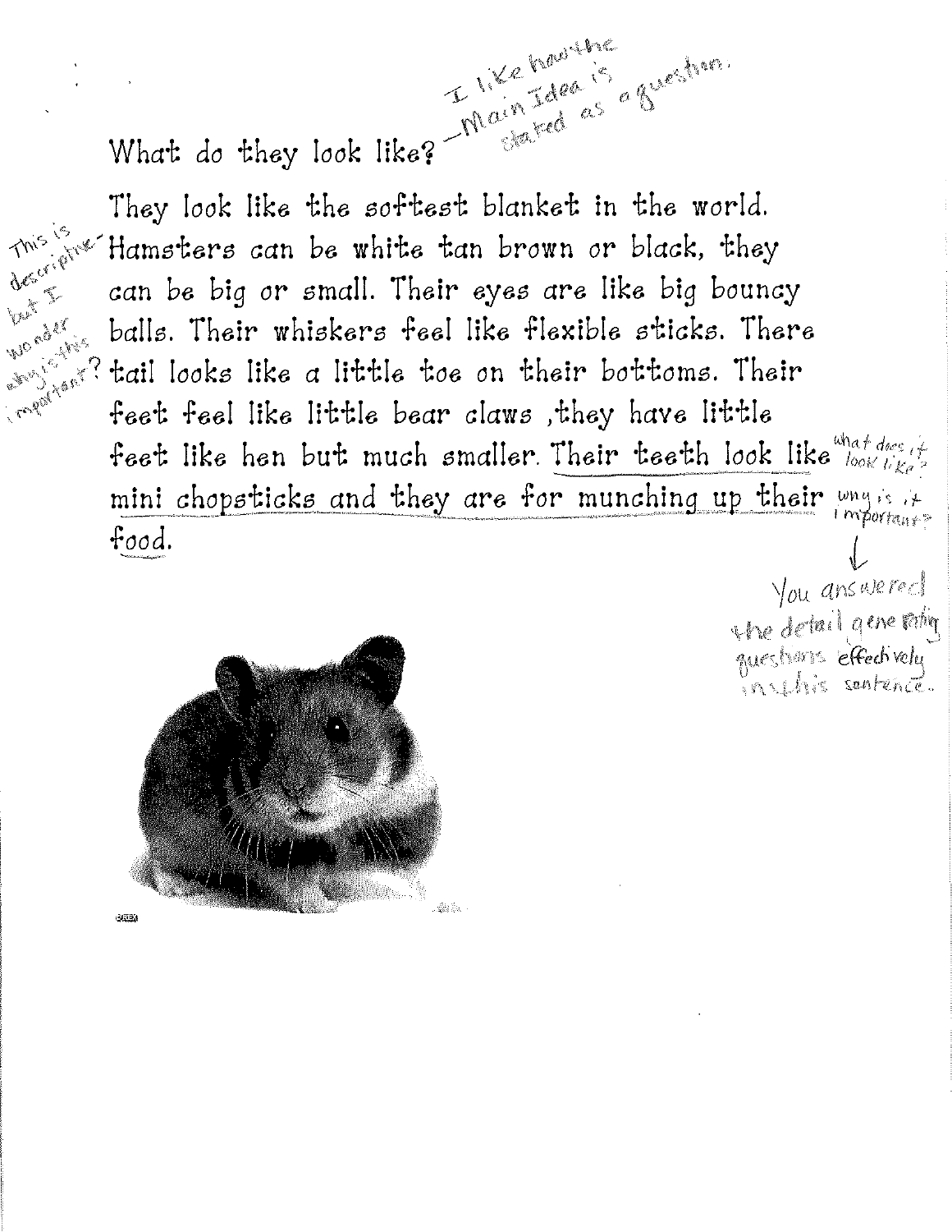What do they look like? — *I like how the Main Idea is stated as a question.*

They look like the softest blanket in the world. Hamsters can be white tan brown or black, they can be big or small. Their eyes are like big bouncy balls. Their whiskers feel like flexible sticks. There tail looks like a little toe on their bottoms. Their feet feel like little bear claws ,they have little feet like hen but much smaller. Their teeth look like mini chopsticks and they are for munching up their food.

*This is descriptive but I wonder why is this important?*

*what does it look like? why is it important?*

*↓ You answered the detail generating questions effectively in this sentence.*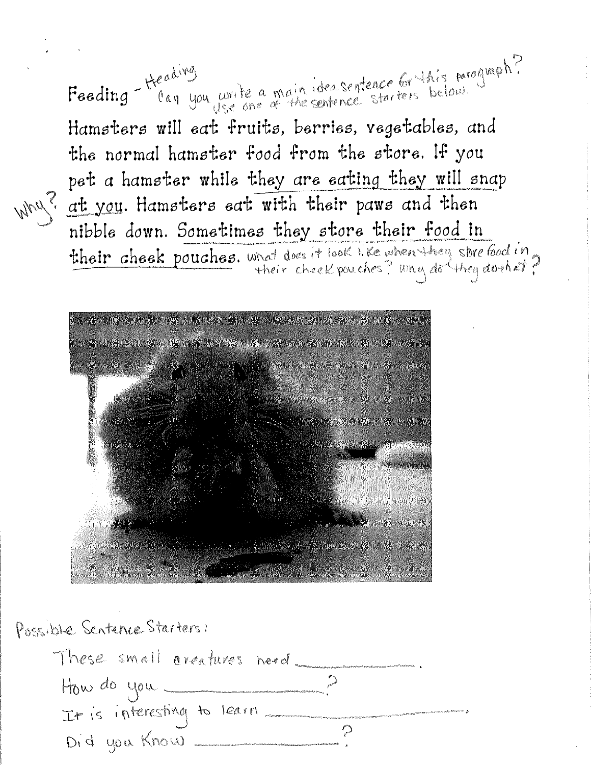Feeding - Heading

Can you write a main idea sentence for this paragraph? Use one of the sentence starters below.

Hamsters will eat fruits, berries, vegetables, and the normal hamster food from the store. If you pet a hamster while they are eating they will snap at you. Hamsters eat with their paws and then nibble down. Sometimes they store their food in their cheek pouches.

Why?

What does it look like when they store food in their cheek pouches? Why do they do that?

Possible Sentence Starters:

These small creatures need ________.

How do you ________?

It is interesting to learn ________.

Did you know ________?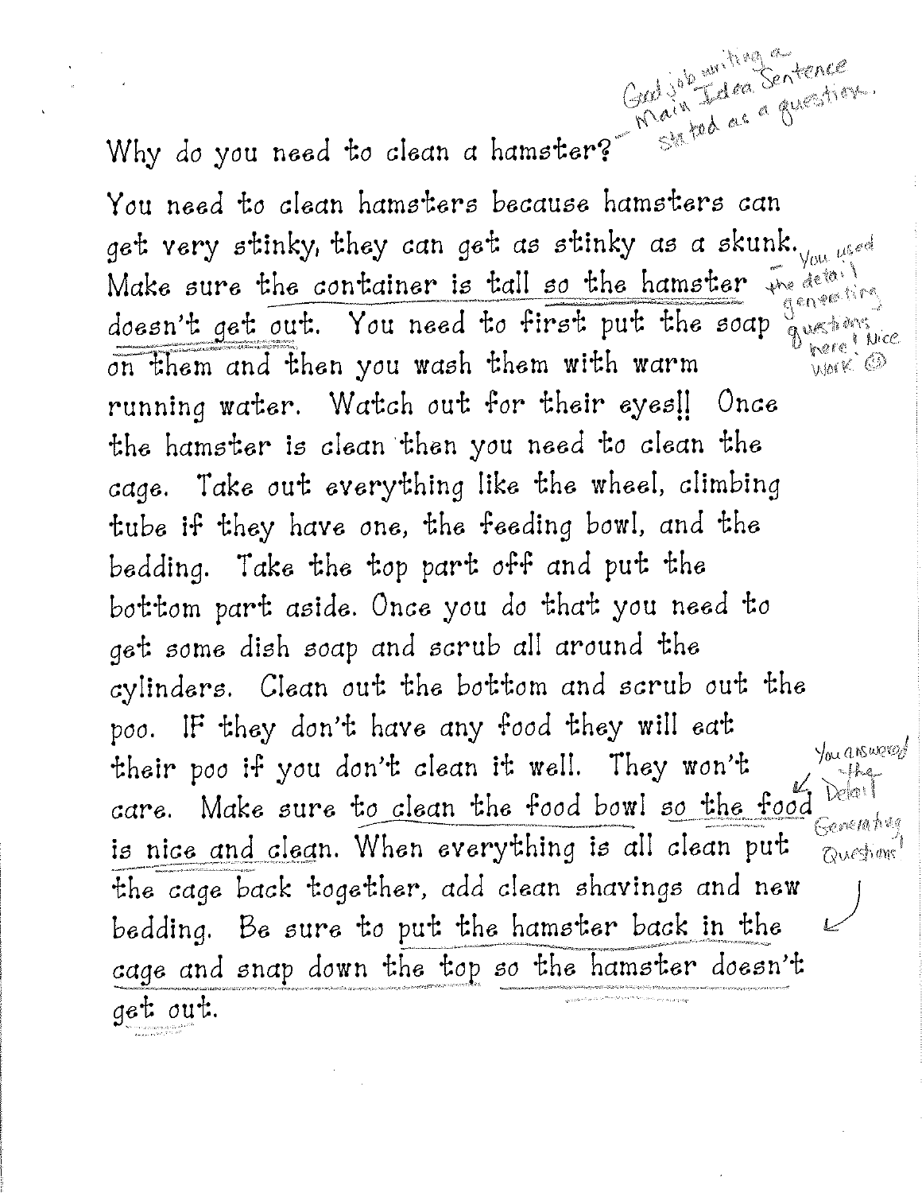Why do you need to clean a hamster?

*Good job writing a Main Idea Sentence stated as a question.*

You need to clean hamsters because hamsters can get very stinky, they can get as stinky as a skunk. Make sure the container is tall so the hamster doesn't get out. You need to first put the soap on them and then you wash them with warm running water. Watch out for their eyes!! Once the hamster is clean then you need to clean the cage. Take out everything like the wheel, climbing tube if they have one, the feeding bowl, and the bedding. Take the top part off and put the bottom part aside. Once you do that you need to get some dish soap and scrub all around the cylinders. Clean out the bottom and scrub out the poo. IF they don't have any food they will eat their poo if you don't clean it well. They won't care. Make sure to clean the food bowl so the food is nice and clean. When everything is all clean put the cage back together, add clean shavings and new bedding. Be sure to put the hamster back in the cage and snap down the top so the hamster doesn't get out.

*You used the detail generating questions here! Nice work ☺*

*You answered the Detail Generating Questions!*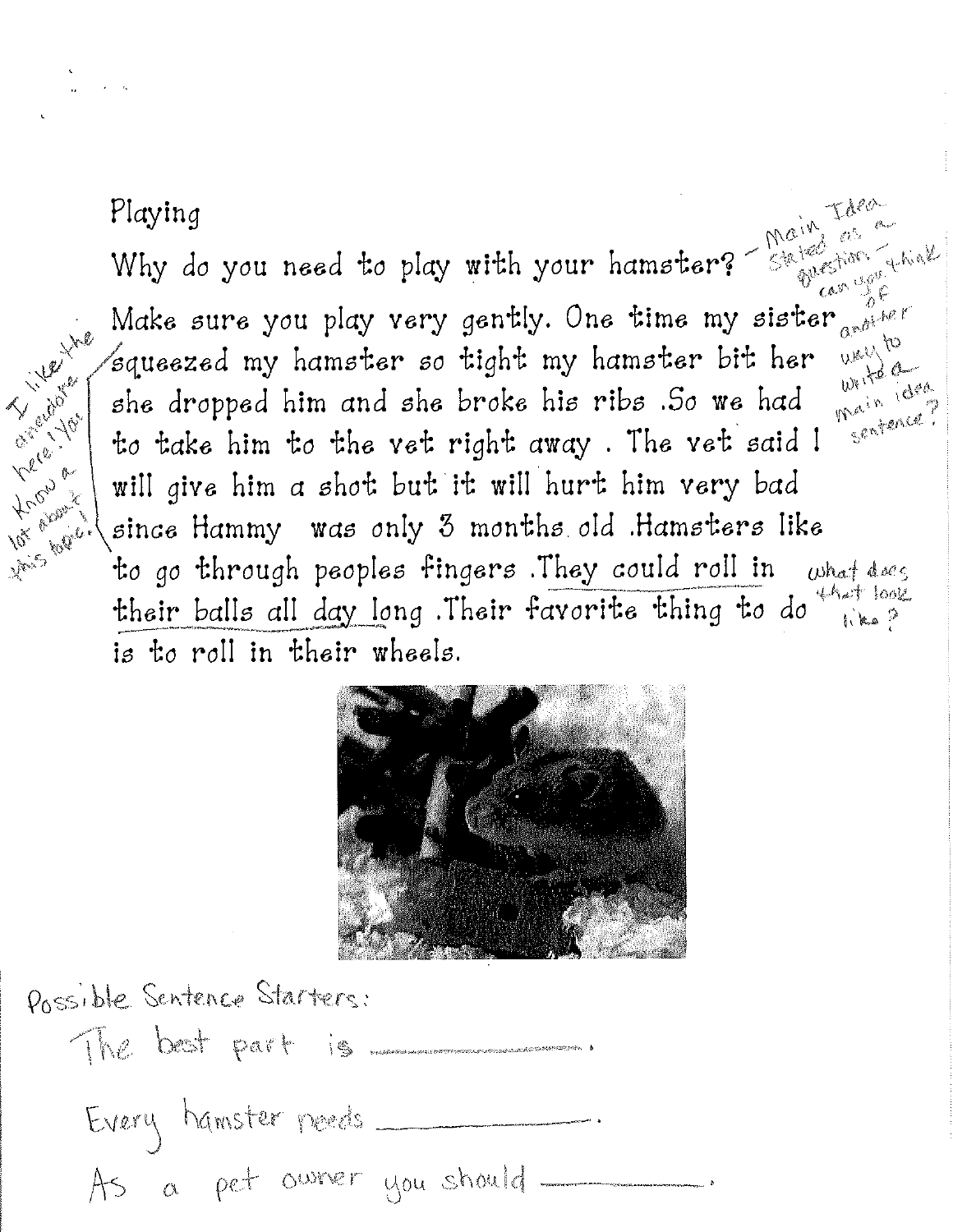Playing

Why do you need to play with your hamster? — Main Idea stated as a question — can you think of another way to write a main idea sentence?

Make sure you play very gently. One time my sister squeezed my hamster so tight my hamster bit her she dropped him and she broke his ribs .So we had to take him to the vet right away . The vet said I will give him a shot but it will hurt him very bad since Hammy was only 3 months old .Hamsters like to go through peoples fingers .They could roll in their balls all day long .Their favorite thing to do is to roll in their wheels.

I like the anecdote here! You know a lot about this topic!

What does that look like?

Possible Sentence Starters:

The best part is \_\_\_\_\_\_\_\_\_\_.

Every hamster needs \_\_\_\_\_\_\_\_\_\_.

As a pet owner you should \_\_\_\_\_\_\_\_\_\_.